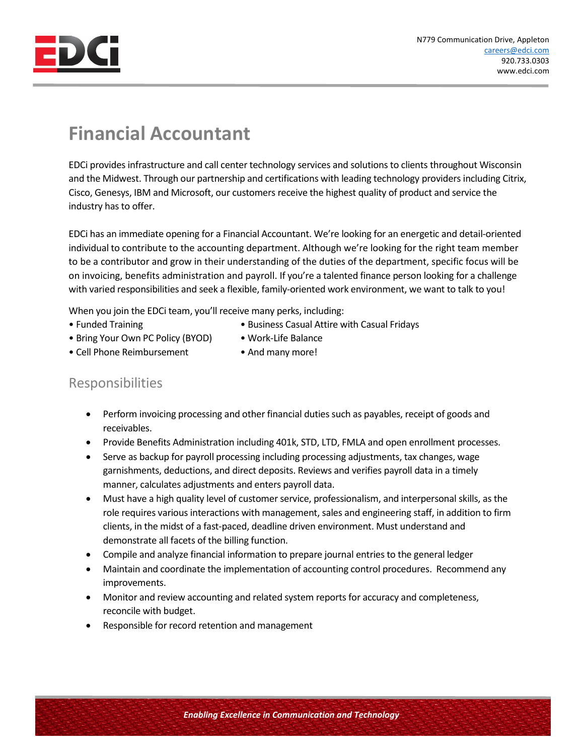N779 Communication Drive, Appleton
careers@edci.com
920.733.0303
www.edci.com

# Financial Accountant

EDCi provides infrastructure and call center technology services and solutions to clients throughout Wisconsin and the Midwest. Through our partnership and certifications with leading technology providers including Citrix, Cisco, Genesys, IBM and Microsoft, our customers receive the highest quality of product and service the industry has to offer.

EDCi has an immediate opening for a Financial Accountant. We're looking for an energetic and detail-oriented individual to contribute to the accounting department. Although we're looking for the right team member to be a contributor and grow in their understanding of the duties of the department, specific focus will be on invoicing, benefits administration and payroll. If you're a talented finance person looking for a challenge with varied responsibilities and seek a flexible, family-oriented work environment, we want to talk to you!

When you join the EDCi team, you'll receive many perks, including:

- Funded Training
- Bring Your Own PC Policy (BYOD)
- Cell Phone Reimbursement
- Business Casual Attire with Casual Fridays
- Work-Life Balance
- And many more!

## Responsibilities

- Perform invoicing processing and other financial duties such as payables, receipt of goods and receivables.
- Provide Benefits Administration including 401k, STD, LTD, FMLA and open enrollment processes.
- Serve as backup for payroll processing including processing adjustments, tax changes, wage garnishments, deductions, and direct deposits. Reviews and verifies payroll data in a timely manner, calculates adjustments and enters payroll data.
- Must have a high quality level of customer service, professionalism, and interpersonal skills, as the role requires various interactions with management, sales and engineering staff, in addition to firm clients, in the midst of a fast-paced, deadline driven environment. Must understand and demonstrate all facets of the billing function.
- Compile and analyze financial information to prepare journal entries to the general ledger
- Maintain and coordinate the implementation of accounting control procedures. Recommend any improvements.
- Monitor and review accounting and related system reports for accuracy and completeness, reconcile with budget.
- Responsible for record retention and management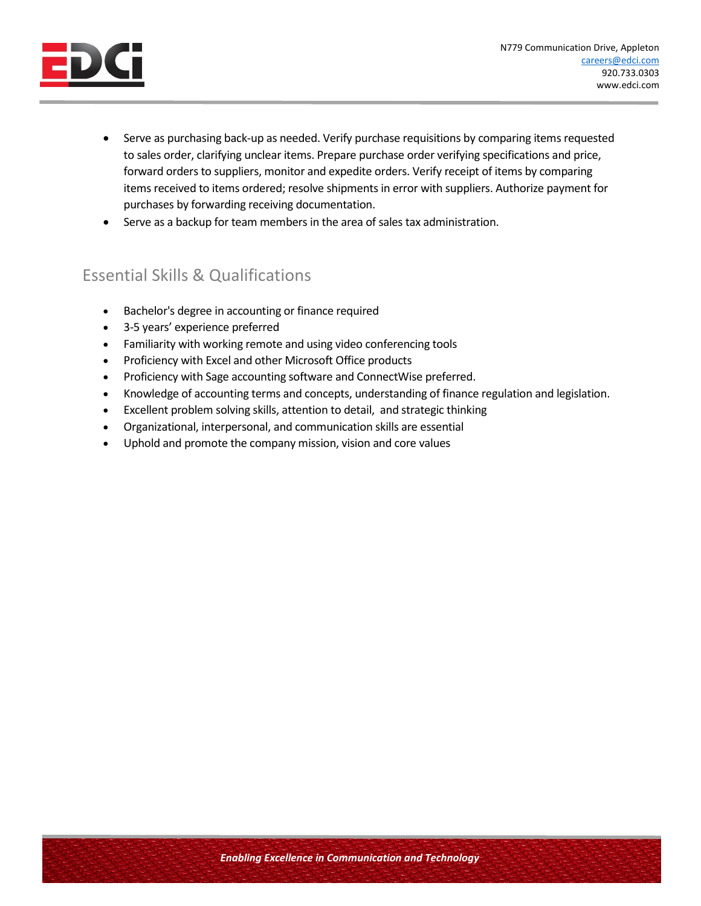- Serve as purchasing back-up as needed. Verify purchase requisitions by comparing items requested to sales order, clarifying unclear items. Prepare purchase order verifying specifications and price, forward orders to suppliers, monitor and expedite orders. Verify receipt of items by comparing items received to items ordered; resolve shipments in error with suppliers. Authorize payment for purchases by forwarding receiving documentation.
- Serve as a backup for team members in the area of sales tax administration.

## Essential Skills & Qualifications

- Bachelor's degree in accounting or finance required
- 3-5 years' experience preferred
- Familiarity with working remote and using video conferencing tools
- Proficiency with Excel and other Microsoft Office products
- Proficiency with Sage accounting software and ConnectWise preferred.
- Knowledge of accounting terms and concepts, understanding of finance regulation and legislation.
- Excellent problem solving skills, attention to detail, and strategic thinking
- Organizational, interpersonal, and communication skills are essential
- Uphold and promote the company mission, vision and core values